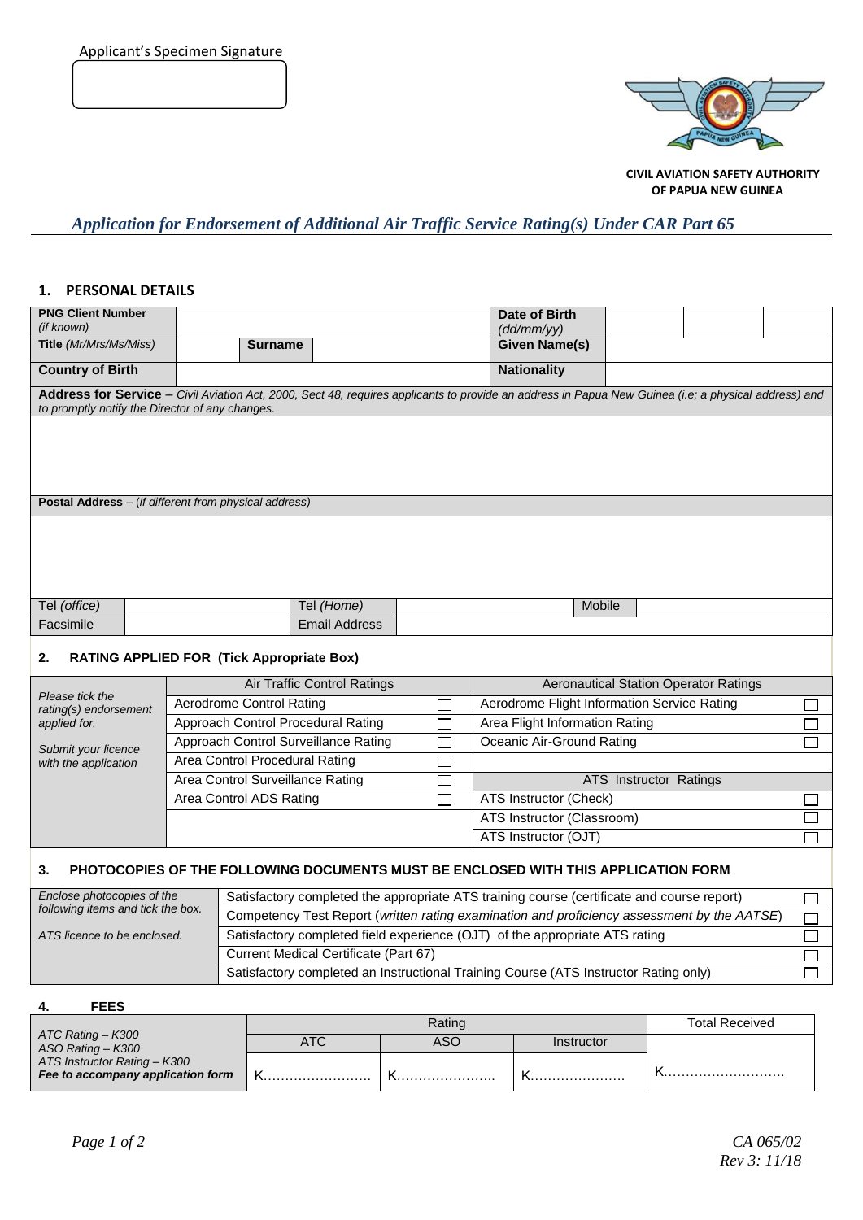Applicant's Specimen Signature

CIVIL AVIATION SAFETY AUTHORITY
OF PAPUA NEW GUINEA

# *Application for Endorsement of Additional Air Traffic Service Rating(s) Under CAR Part 65*

## 1. PERSONAL DETAILS

| **PNG Client Number** *(if known)* | | | **Date of Birth** *(dd/mm/yy)* | | | |
|---|---|---|---|---|---|---|
| **Title** *(Mr/Mrs/Ms/Miss)* | | **Surname** | **Given Name(s)** | | | |
| **Country of Birth** | | | **Nationality** | | | |

**Address for Service** – *Civil Aviation Act, 2000, Sect 48, requires applicants to provide an address in Papua New Guinea (i.e; a physical address) and to promptly notify the Director of any changes.*

**Postal Address** – (*if different from physical address*)

| Tel *(office)* | | Tel *(Home)* | | Mobile | |
|---|---|---|---|---|---|
| Facsimile | | Email Address | | | |

## 2. RATING APPLIED FOR (Tick Appropriate Box)

*Please tick the rating(s) endorsement applied for.*

*Submit your licence with the application*

| Air Traffic Control Ratings | | Aeronautical Station Operator Ratings | |
|---|---|---|---|
| Aerodrome Control Rating | ☐ | Aerodrome Flight Information Service Rating | ☐ |
| Approach Control Procedural Rating | ☐ | Area Flight Information Rating | ☐ |
| Approach Control Surveillance Rating | ☐ | Oceanic Air-Ground Rating | ☐ |
| Area Control Procedural Rating | ☐ | | |
| Area Control Surveillance Rating | ☐ | **ATS Instructor Ratings** | |
| Area Control ADS Rating | ☐ | ATS Instructor (Check) | ☐ |
| | | ATS Instructor (Classroom) | ☐ |
| | | ATS Instructor (OJT) | ☐ |

## 3. PHOTOCOPIES OF THE FOLLOWING DOCUMENTS MUST BE ENCLOSED WITH THIS APPLICATION FORM

*Enclose photocopies of the following items and tick the box.*

*ATS licence to be enclosed.*

| Document | |
|---|---|
| Satisfactory completed the appropriate ATS training course (certificate and course report) | ☐ |
| Competency Test Report (*written rating examination and proficiency assessment by the AATSE*) | ☐ |
| Satisfactory completed field experience (OJT) of the appropriate ATS rating | ☐ |
| Current Medical Certificate (Part 67) | ☐ |
| Satisfactory completed an Instructional Training Course (ATS Instructor Rating only) | ☐ |

## 4. FEES

| | Rating | | | Total Received |
|---|---|---|---|---|
| *ATC Rating – K300*<br>*ASO Rating – K300*<br>*ATS Instructor Rating – K300*<br>***Fee to accompany application form*** | ATC | ASO | Instructor | |
| | K…………………… | K…………………… | K…………………… | K…………………… |

CA 065/02
Rev 3: 11/18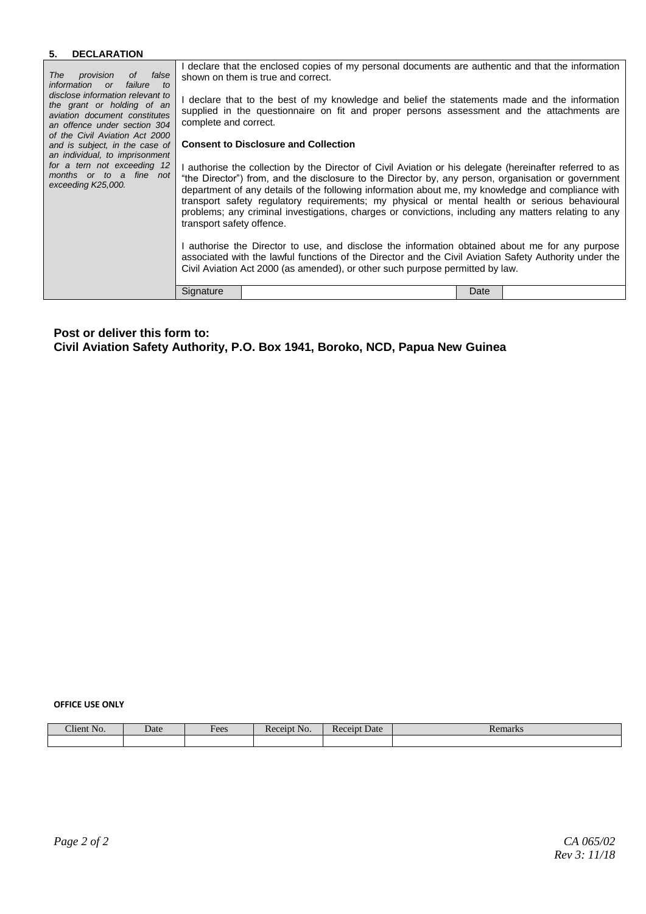## 5. DECLARATION

| | |
|---|---|
| *The provision of false information or failure to disclose information relevant to the grant or holding of an aviation document constitutes an offence under section 304 of the Civil Aviation Act 2000 and is subject, in the case of an individual, to imprisonment for a tern not exceeding 12 months or to a fine not exceeding K25,000.* | I declare that the enclosed copies of my personal documents are authentic and that the information shown on them is true and correct.<br><br>I declare that to the best of my knowledge and belief the statements made and the information supplied in the questionnaire on fit and proper persons assessment and the attachments are complete and correct.<br><br>**Consent to Disclosure and Collection**<br><br>I authorise the collection by the Director of Civil Aviation or his delegate (hereinafter referred to as "the Director") from, and the disclosure to the Director by, any person, organisation or government department of any details of the following information about me, my knowledge and compliance with transport safety regulatory requirements; my physical or mental health or serious behavioural problems; any criminal investigations, charges or convictions, including any matters relating to any transport safety offence.<br><br>I authorise the Director to use, and disclose the information obtained about me for any purpose associated with the lawful functions of the Director and the Civil Aviation Safety Authority under the Civil Aviation Act 2000 (as amended), or other such purpose permitted by law. |

| Signature | | Date | |
|---|---|---|---|

**Post or deliver this form to:**
**Civil Aviation Safety Authority, P.O. Box 1941, Boroko, NCD, Papua New Guinea**

**OFFICE USE ONLY**

| Client No. | Date | Fees | Receipt No. | Receipt Date | Remarks |
|---|---|---|---|---|---|
| | | | | | |

*CA 065/02*
*Rev 3: 11/18*